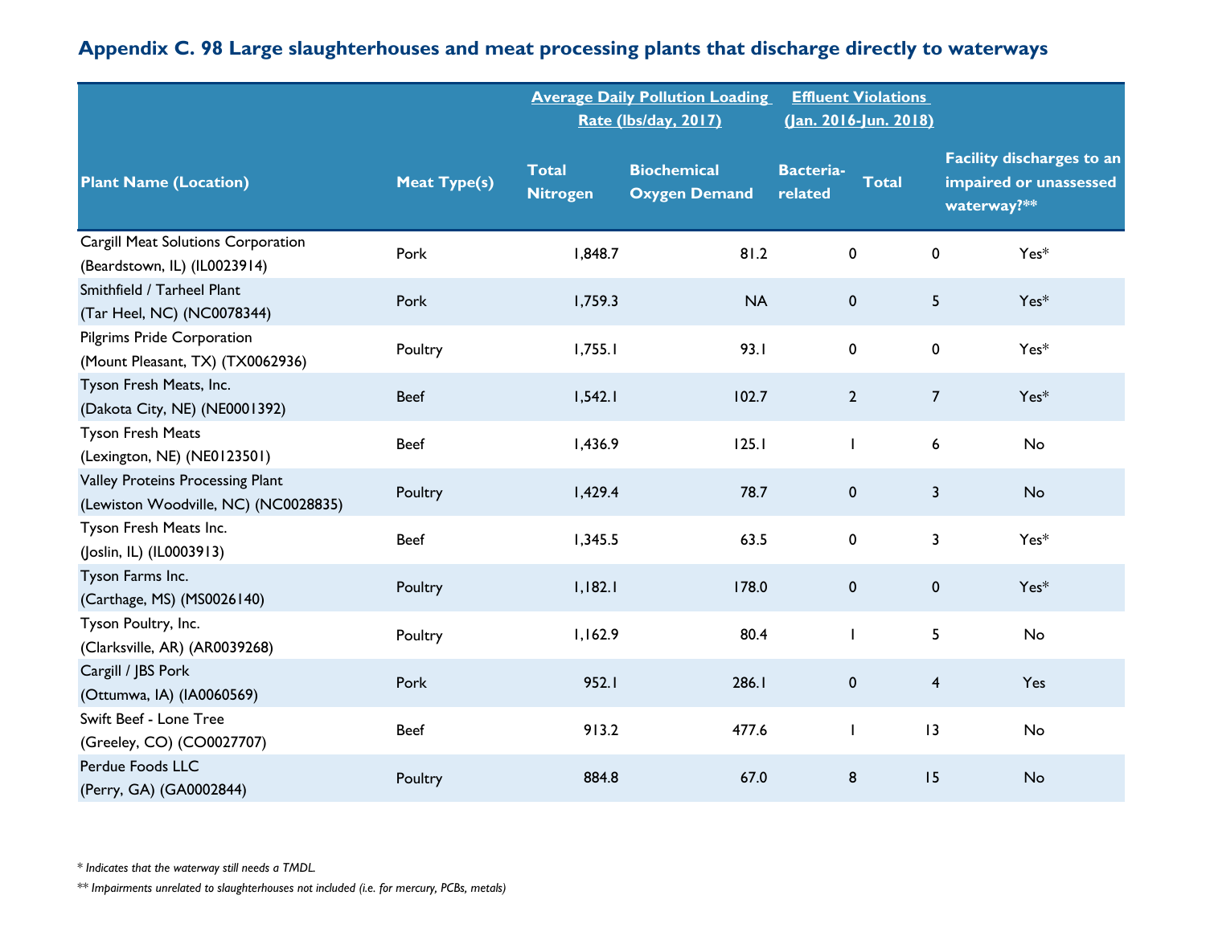## Appendix C. 98 Large slaughterhouses and meat processing plants that discharge directly to waterways

| Plant Name (Location) | Meat Type(s) | Average Daily Pollution Loading Rate (lbs/day, 2017) | | Effluent Violations (Jan. 2016-Jun. 2018) | | Facility discharges to an impaired or unassessed waterway?** |
|---|---|---|---|---|---|---|
| | | Total Nitrogen | Biochemical Oxygen Demand | Bacteria-related | Total | |
| Cargill Meat Solutions Corporation (Beardstown, IL) (IL0023914) | Pork | 1,848.7 | 81.2 | 0 | 0 | Yes* |
| Smithfield / Tarheel Plant (Tar Heel, NC) (NC0078344) | Pork | 1,759.3 | NA | 0 | 5 | Yes* |
| Pilgrims Pride Corporation (Mount Pleasant, TX) (TX0062936) | Poultry | 1,755.1 | 93.1 | 0 | 0 | Yes* |
| Tyson Fresh Meats, Inc. (Dakota City, NE) (NE0001392) | Beef | 1,542.1 | 102.7 | 2 | 7 | Yes* |
| Tyson Fresh Meats (Lexington, NE) (NE0123501) | Beef | 1,436.9 | 125.1 | 1 | 6 | No |
| Valley Proteins Processing Plant (Lewiston Woodville, NC) (NC0028835) | Poultry | 1,429.4 | 78.7 | 0 | 3 | No |
| Tyson Fresh Meats Inc. (Joslin, IL) (IL0003913) | Beef | 1,345.5 | 63.5 | 0 | 3 | Yes* |
| Tyson Farms Inc. (Carthage, MS) (MS0026140) | Poultry | 1,182.1 | 178.0 | 0 | 0 | Yes* |
| Tyson Poultry, Inc. (Clarksville, AR) (AR0039268) | Poultry | 1,162.9 | 80.4 | 1 | 5 | No |
| Cargill / JBS Pork (Ottumwa, IA) (IA0060569) | Pork | 952.1 | 286.1 | 0 | 4 | Yes |
| Swift Beef - Lone Tree (Greeley, CO) (CO0027707) | Beef | 913.2 | 477.6 | 1 | 13 | No |
| Perdue Foods LLC (Perry, GA) (GA0002844) | Poultry | 884.8 | 67.0 | 8 | 15 | No |

*\* Indicates that the waterway still needs a TMDL.*

*\*\* Impairments unrelated to slaughterhouses not included (i.e. for mercury, PCBs, metals)*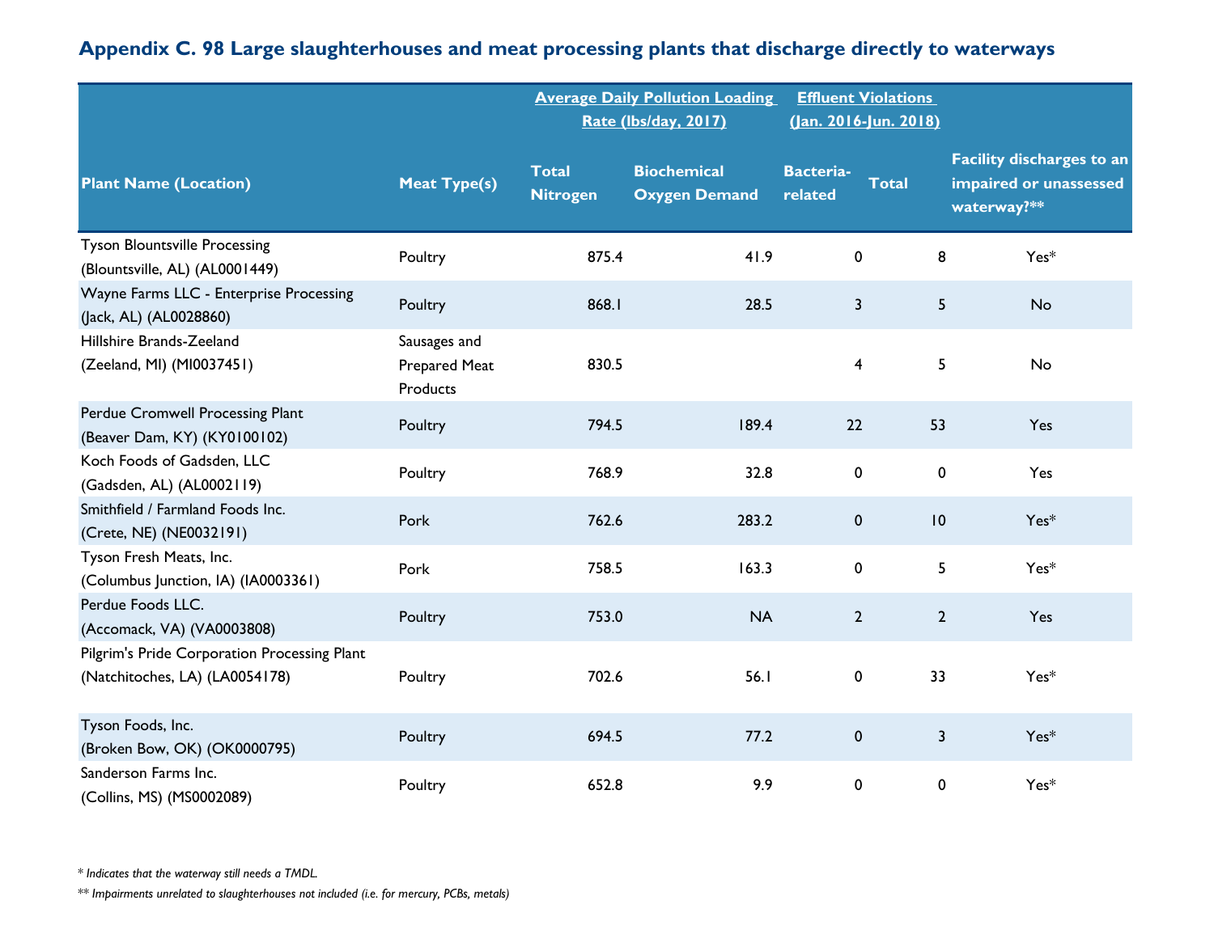## Appendix C. 98 Large slaughterhouses and meat processing plants that discharge directly to waterways

| Plant Name (Location) | Meat Type(s) | Average Daily Pollution Loading Rate (lbs/day, 2017) | | Effluent Violations (Jan. 2016-Jun. 2018) | | Facility discharges to an impaired or unassessed waterway?** |
|---|---|---|---|---|---|---|
| | | Total Nitrogen | Biochemical Oxygen Demand | Bacteria-related | Total | |
| Tyson Blountsville Processing (Blountsville, AL) (AL0001449) | Poultry | 875.4 | 41.9 | 0 | 8 | Yes* |
| Wayne Farms LLC - Enterprise Processing (Jack, AL) (AL0028860) | Poultry | 868.1 | 28.5 | 3 | 5 | No |
| Hillshire Brands-Zeeland (Zeeland, MI) (MI0037451) | Sausages and Prepared Meat Products | 830.5 | | 4 | 5 | No |
| Perdue Cromwell Processing Plant (Beaver Dam, KY) (KY0100102) | Poultry | 794.5 | 189.4 | 22 | 53 | Yes |
| Koch Foods of Gadsden, LLC (Gadsden, AL) (AL0002119) | Poultry | 768.9 | 32.8 | 0 | 0 | Yes |
| Smithfield / Farmland Foods Inc. (Crete, NE) (NE0032191) | Pork | 762.6 | 283.2 | 0 | 10 | Yes* |
| Tyson Fresh Meats, Inc. (Columbus Junction, IA) (IA0003361) | Pork | 758.5 | 163.3 | 0 | 5 | Yes* |
| Perdue Foods LLC. (Accomack, VA) (VA0003808) | Poultry | 753.0 | NA | 2 | 2 | Yes |
| Pilgrim's Pride Corporation Processing Plant (Natchitoches, LA) (LA0054178) | Poultry | 702.6 | 56.1 | 0 | 33 | Yes* |
| Tyson Foods, Inc. (Broken Bow, OK) (OK0000795) | Poultry | 694.5 | 77.2 | 0 | 3 | Yes* |
| Sanderson Farms Inc. (Collins, MS) (MS0002089) | Poultry | 652.8 | 9.9 | 0 | 0 | Yes* |

*\* Indicates that the waterway still needs a TMDL.*

*\*\* Impairments unrelated to slaughterhouses not included (i.e. for mercury, PCBs, metals)*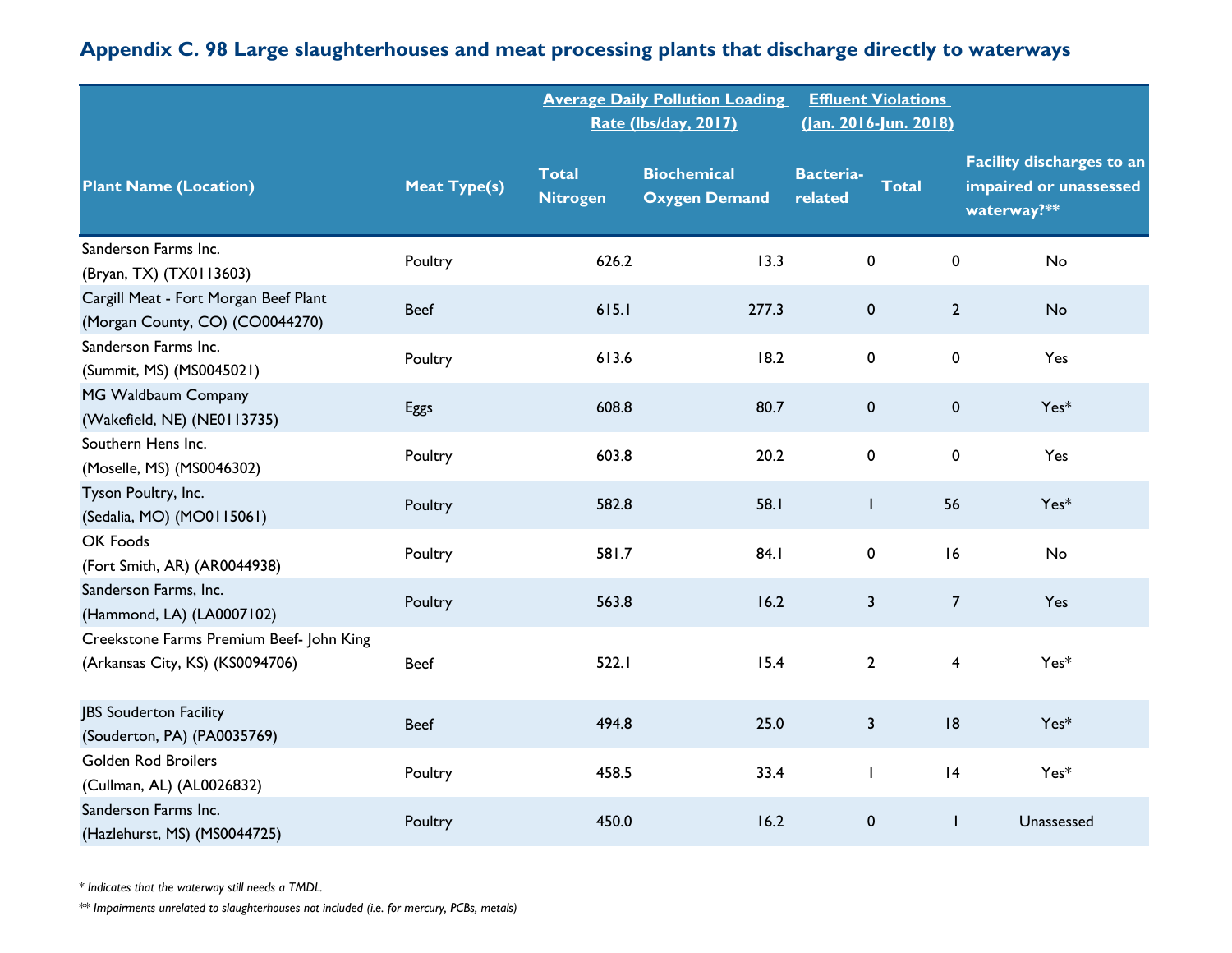## Appendix C. 98 Large slaughterhouses and meat processing plants that discharge directly to waterways

| Plant Name (Location) | Meat Type(s) | Average Daily Pollution Loading Rate (lbs/day, 2017) | | Effluent Violations (Jan. 2016-Jun. 2018) | | Facility discharges to an impaired or unassessed waterway?** |
|---|---|---|---|---|---|---|
| | | Total Nitrogen | Biochemical Oxygen Demand | Bacteria-related | Total | |
| Sanderson Farms Inc. (Bryan, TX) (TX0113603) | Poultry | 626.2 | 13.3 | 0 | 0 | No |
| Cargill Meat - Fort Morgan Beef Plant (Morgan County, CO) (CO0044270) | Beef | 615.1 | 277.3 | 0 | 2 | No |
| Sanderson Farms Inc. (Summit, MS) (MS0045021) | Poultry | 613.6 | 18.2 | 0 | 0 | Yes |
| MG Waldbaum Company (Wakefield, NE) (NE0113735) | Eggs | 608.8 | 80.7 | 0 | 0 | Yes* |
| Southern Hens Inc. (Moselle, MS) (MS0046302) | Poultry | 603.8 | 20.2 | 0 | 0 | Yes |
| Tyson Poultry, Inc. (Sedalia, MO) (MO0115061) | Poultry | 582.8 | 58.1 | 1 | 56 | Yes* |
| OK Foods (Fort Smith, AR) (AR0044938) | Poultry | 581.7 | 84.1 | 0 | 16 | No |
| Sanderson Farms, Inc. (Hammond, LA) (LA0007102) | Poultry | 563.8 | 16.2 | 3 | 7 | Yes |
| Creekstone Farms Premium Beef- John King (Arkansas City, KS) (KS0094706) | Beef | 522.1 | 15.4 | 2 | 4 | Yes* |
| JBS Souderton Facility (Souderton, PA) (PA0035769) | Beef | 494.8 | 25.0 | 3 | 18 | Yes* |
| Golden Rod Broilers (Cullman, AL) (AL0026832) | Poultry | 458.5 | 33.4 | 1 | 14 | Yes* |
| Sanderson Farms Inc. (Hazlehurst, MS) (MS0044725) | Poultry | 450.0 | 16.2 | 0 | 1 | Unassessed |

*\* Indicates that the waterway still needs a TMDL.*

*\*\* Impairments unrelated to slaughterhouses not included (i.e. for mercury, PCBs, metals)*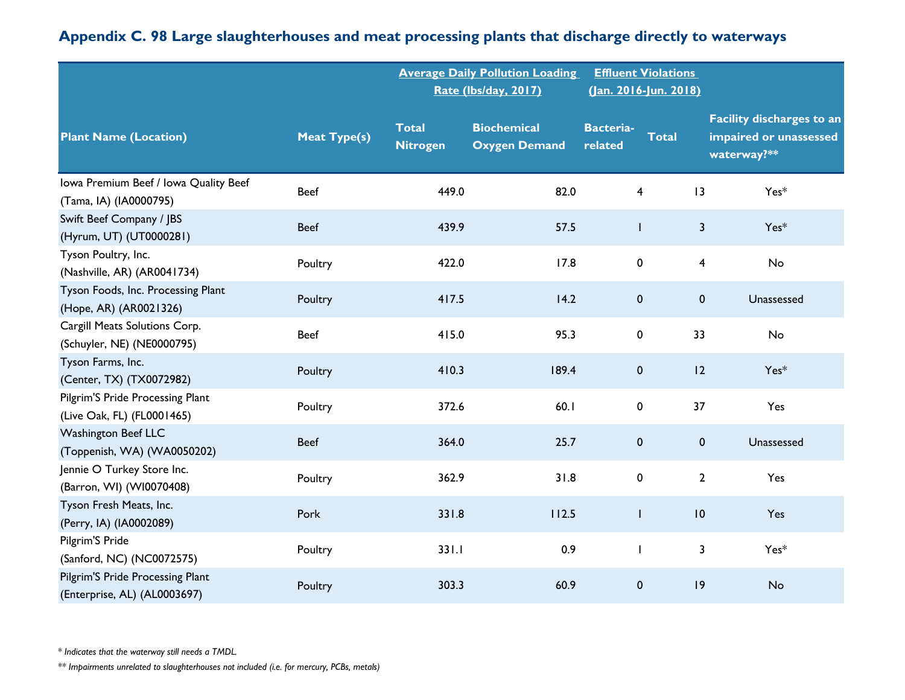## Appendix C. 98 Large slaughterhouses and meat processing plants that discharge directly to waterways

| Plant Name (Location) | Meat Type(s) | Average Daily Pollution Loading Rate (lbs/day, 2017) | | Effluent Violations (Jan. 2016-Jun. 2018) | | Facility discharges to an impaired or unassessed waterway?** |
|---|---|---|---|---|---|---|
| | | Total Nitrogen | Biochemical Oxygen Demand | Bacteria-related | Total | |
| Iowa Premium Beef / Iowa Quality Beef (Tama, IA) (IA0000795) | Beef | 449.0 | 82.0 | 4 | 13 | Yes* |
| Swift Beef Company / JBS (Hyrum, UT) (UT0000281) | Beef | 439.9 | 57.5 | 1 | 3 | Yes* |
| Tyson Poultry, Inc. (Nashville, AR) (AR0041734) | Poultry | 422.0 | 17.8 | 0 | 4 | No |
| Tyson Foods, Inc. Processing Plant (Hope, AR) (AR0021326) | Poultry | 417.5 | 14.2 | 0 | 0 | Unassessed |
| Cargill Meats Solutions Corp. (Schuyler, NE) (NE0000795) | Beef | 415.0 | 95.3 | 0 | 33 | No |
| Tyson Farms, Inc. (Center, TX) (TX0072982) | Poultry | 410.3 | 189.4 | 0 | 12 | Yes* |
| Pilgrim'S Pride Processing Plant (Live Oak, FL) (FL0001465) | Poultry | 372.6 | 60.1 | 0 | 37 | Yes |
| Washington Beef LLC (Toppenish, WA) (WA0050202) | Beef | 364.0 | 25.7 | 0 | 0 | Unassessed |
| Jennie O Turkey Store Inc. (Barron, WI) (WI0070408) | Poultry | 362.9 | 31.8 | 0 | 2 | Yes |
| Tyson Fresh Meats, Inc. (Perry, IA) (IA0002089) | Pork | 331.8 | 112.5 | 1 | 10 | Yes |
| Pilgrim'S Pride (Sanford, NC) (NC0072575) | Poultry | 331.1 | 0.9 | 1 | 3 | Yes* |
| Pilgrim'S Pride Processing Plant (Enterprise, AL) (AL0003697) | Poultry | 303.3 | 60.9 | 0 | 19 | No |

*\* Indicates that the waterway still needs a TMDL.*

*\*\* Impairments unrelated to slaughterhouses not included (i.e. for mercury, PCBs, metals)*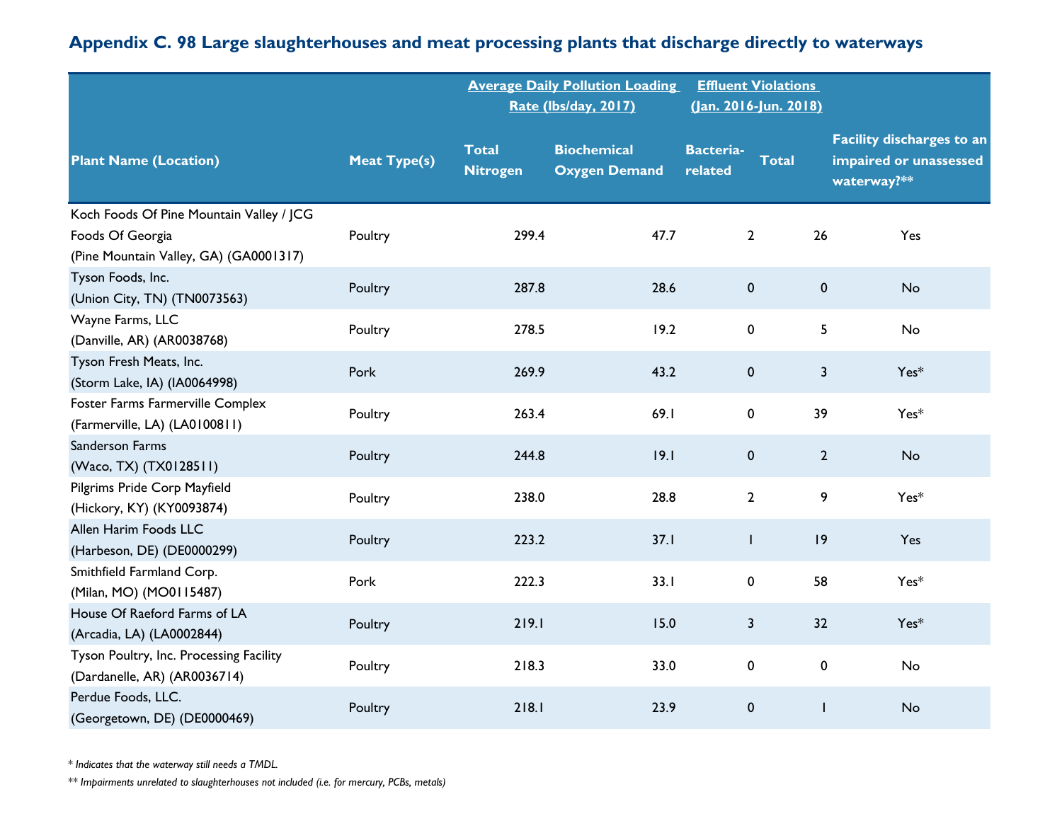### Appendix C. 98 Large slaughterhouses and meat processing plants that discharge directly to waterways

| Plant Name (Location) | Meat Type(s) | Average Daily Pollution Loading Rate (lbs/day, 2017) | | Effluent Violations (Jan. 2016-Jun. 2018) | | Facility discharges to an impaired or unassessed waterway?** |
|---|---|---|---|---|---|---|
| | | Total Nitrogen | Biochemical Oxygen Demand | Bacteria-related | Total | |
| Koch Foods Of Pine Mountain Valley / JCG Foods Of Georgia (Pine Mountain Valley, GA) (GA0001317) | Poultry | 299.4 | 47.7 | 2 | 26 | Yes |
| Tyson Foods, Inc. (Union City, TN) (TN0073563) | Poultry | 287.8 | 28.6 | 0 | 0 | No |
| Wayne Farms, LLC (Danville, AR) (AR0038768) | Poultry | 278.5 | 19.2 | 0 | 5 | No |
| Tyson Fresh Meats, Inc. (Storm Lake, IA) (IA0064998) | Pork | 269.9 | 43.2 | 0 | 3 | Yes* |
| Foster Farms Farmerville Complex (Farmerville, LA) (LA0100811) | Poultry | 263.4 | 69.1 | 0 | 39 | Yes* |
| Sanderson Farms (Waco, TX) (TX0128511) | Poultry | 244.8 | 19.1 | 0 | 2 | No |
| Pilgrims Pride Corp Mayfield (Hickory, KY) (KY0093874) | Poultry | 238.0 | 28.8 | 2 | 9 | Yes* |
| Allen Harim Foods LLC (Harbeson, DE) (DE0000299) | Poultry | 223.2 | 37.1 | 1 | 19 | Yes |
| Smithfield Farmland Corp. (Milan, MO) (MO0115487) | Pork | 222.3 | 33.1 | 0 | 58 | Yes* |
| House Of Raeford Farms of LA (Arcadia, LA) (LA0002844) | Poultry | 219.1 | 15.0 | 3 | 32 | Yes* |
| Tyson Poultry, Inc. Processing Facility (Dardanelle, AR) (AR0036714) | Poultry | 218.3 | 33.0 | 0 | 0 | No |
| Perdue Foods, LLC. (Georgetown, DE) (DE0000469) | Poultry | 218.1 | 23.9 | 0 | 1 | No |

*\* Indicates that the waterway still needs a TMDL.*

*\*\* Impairments unrelated to slaughterhouses not included (i.e. for mercury, PCBs, metals)*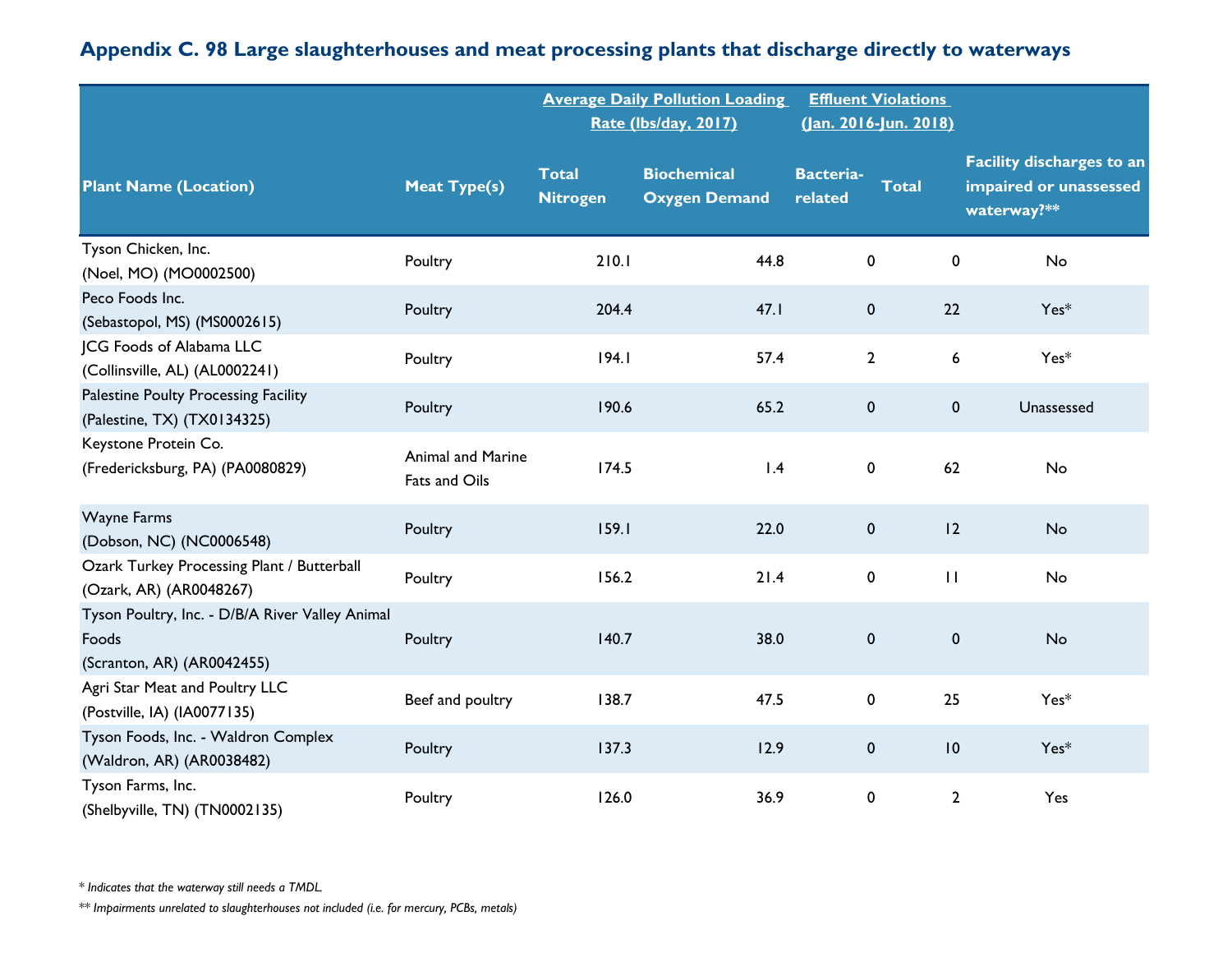## Appendix C. 98 Large slaughterhouses and meat processing plants that discharge directly to waterways

| Plant Name (Location) | Meat Type(s) | Average Daily Pollution Loading Rate (lbs/day, 2017) | | Effluent Violations (Jan. 2016-Jun. 2018) | | Facility discharges to an impaired or unassessed waterway?** |
|---|---|---|---|---|---|---|
| | | Total Nitrogen | Biochemical Oxygen Demand | Bacteria-related | Total | |
| Tyson Chicken, Inc. (Noel, MO) (MO0002500) | Poultry | 210.1 | 44.8 | 0 | 0 | No |
| Peco Foods Inc. (Sebastopol, MS) (MS0002615) | Poultry | 204.4 | 47.1 | 0 | 22 | Yes* |
| JCG Foods of Alabama LLC (Collinsville, AL) (AL0002241) | Poultry | 194.1 | 57.4 | 2 | 6 | Yes* |
| Palestine Poulty Processing Facility (Palestine, TX) (TX0134325) | Poultry | 190.6 | 65.2 | 0 | 0 | Unassessed |
| Keystone Protein Co. (Fredericksburg, PA) (PA0080829) | Animal and Marine Fats and Oils | 174.5 | 1.4 | 0 | 62 | No |
| Wayne Farms (Dobson, NC) (NC0006548) | Poultry | 159.1 | 22.0 | 0 | 12 | No |
| Ozark Turkey Processing Plant / Butterball (Ozark, AR) (AR0048267) | Poultry | 156.2 | 21.4 | 0 | 11 | No |
| Tyson Poultry, Inc. - D/B/A River Valley Animal Foods (Scranton, AR) (AR0042455) | Poultry | 140.7 | 38.0 | 0 | 0 | No |
| Agri Star Meat and Poultry LLC (Postville, IA) (IA0077135) | Beef and poultry | 138.7 | 47.5 | 0 | 25 | Yes* |
| Tyson Foods, Inc. - Waldron Complex (Waldron, AR) (AR0038482) | Poultry | 137.3 | 12.9 | 0 | 10 | Yes* |
| Tyson Farms, Inc. (Shelbyville, TN) (TN0002135) | Poultry | 126.0 | 36.9 | 0 | 2 | Yes |

*\* Indicates that the waterway still needs a TMDL.*

*\*\* Impairments unrelated to slaughterhouses not included (i.e. for mercury, PCBs, metals)*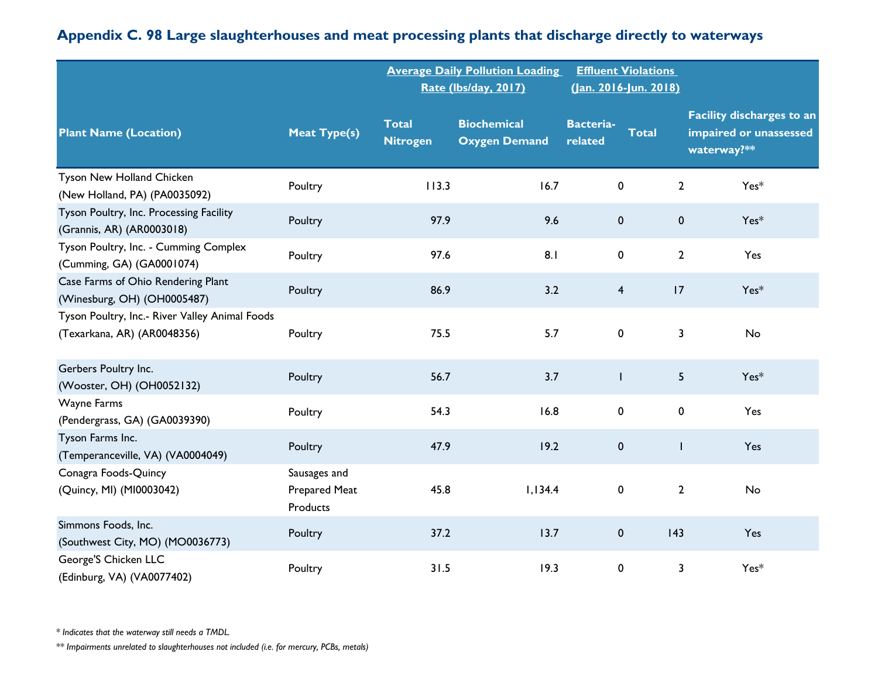## Appendix C. 98 Large slaughterhouses and meat processing plants that discharge directly to waterways

| Plant Name (Location) | Meat Type(s) | Average Daily Pollution Loading Rate (lbs/day, 2017) | | Effluent Violations (Jan. 2016-Jun. 2018) | | Facility discharges to an impaired or unassessed waterway?** |
|---|---|---|---|---|---|---|
| | | Total Nitrogen | Biochemical Oxygen Demand | Bacteria-related | Total | |
| Tyson New Holland Chicken (New Holland, PA) (PA0035092) | Poultry | 113.3 | 16.7 | 0 | 2 | Yes* |
| Tyson Poultry, Inc. Processing Facility (Grannis, AR) (AR0003018) | Poultry | 97.9 | 9.6 | 0 | 0 | Yes* |
| Tyson Poultry, Inc. - Cumming Complex (Cumming, GA) (GA0001074) | Poultry | 97.6 | 8.1 | 0 | 2 | Yes |
| Case Farms of Ohio Rendering Plant (Winesburg, OH) (OH0005487) | Poultry | 86.9 | 3.2 | 4 | 17 | Yes* |
| Tyson Poultry, Inc.- River Valley Animal Foods (Texarkana, AR) (AR0048356) | Poultry | 75.5 | 5.7 | 0 | 3 | No |
| Gerbers Poultry Inc. (Wooster, OH) (OH0052132) | Poultry | 56.7 | 3.7 | 1 | 5 | Yes* |
| Wayne Farms (Pendergrass, GA) (GA0039390) | Poultry | 54.3 | 16.8 | 0 | 0 | Yes |
| Tyson Farms Inc. (Temperanceville, VA) (VA0004049) | Poultry | 47.9 | 19.2 | 0 | 1 | Yes |
| Conagra Foods-Quincy (Quincy, MI) (MI0003042) | Sausages and Prepared Meat Products | 45.8 | 1,134.4 | 0 | 2 | No |
| Simmons Foods, Inc. (Southwest City, MO) (MO0036773) | Poultry | 37.2 | 13.7 | 0 | 143 | Yes |
| George'S Chicken LLC (Edinburg, VA) (VA0077402) | Poultry | 31.5 | 19.3 | 0 | 3 | Yes* |

*\* Indicates that the waterway still needs a TMDL.*

*\*\* Impairments unrelated to slaughterhouses not included (i.e. for mercury, PCBs, metals)*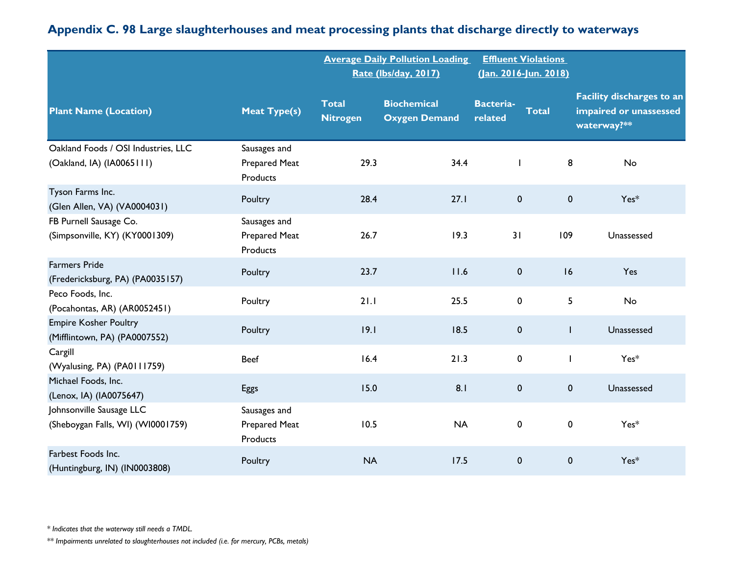## Appendix C. 98 Large slaughterhouses and meat processing plants that discharge directly to waterways

| Plant Name (Location) | Meat Type(s) | Average Daily Pollution Loading Rate (lbs/day, 2017) | | Effluent Violations (Jan. 2016-Jun. 2018) | | Facility discharges to an impaired or unassessed waterway?** |
|---|---|---|---|---|---|---|
| | | Total Nitrogen | Biochemical Oxygen Demand | Bacteria-related | Total | |
| Oakland Foods / OSI Industries, LLC (Oakland, IA) (IA0065111) | Sausages and Prepared Meat Products | 29.3 | 34.4 | 1 | 8 | No |
| Tyson Farms Inc. (Glen Allen, VA) (VA0004031) | Poultry | 28.4 | 27.1 | 0 | 0 | Yes* |
| FB Purnell Sausage Co. (Simpsonville, KY) (KY0001309) | Sausages and Prepared Meat Products | 26.7 | 19.3 | 31 | 109 | Unassessed |
| Farmers Pride (Fredericksburg, PA) (PA0035157) | Poultry | 23.7 | 11.6 | 0 | 16 | Yes |
| Peco Foods, Inc. (Pocahontas, AR) (AR0052451) | Poultry | 21.1 | 25.5 | 0 | 5 | No |
| Empire Kosher Poultry (Mifflintown, PA) (PA0007552) | Poultry | 19.1 | 18.5 | 0 | 1 | Unassessed |
| Cargill (Wyalusing, PA) (PA0111759) | Beef | 16.4 | 21.3 | 0 | 1 | Yes* |
| Michael Foods, Inc. (Lenox, IA) (IA0075647) | Eggs | 15.0 | 8.1 | 0 | 0 | Unassessed |
| Johnsonville Sausage LLC (Sheboygan Falls, WI) (WI0001759) | Sausages and Prepared Meat Products | 10.5 | NA | 0 | 0 | Yes* |
| Farbest Foods Inc. (Huntingburg, IN) (IN0003808) | Poultry | NA | 17.5 | 0 | 0 | Yes* |

*\* Indicates that the waterway still needs a TMDL.*

*\*\* Impairments unrelated to slaughterhouses not included (i.e. for mercury, PCBs, metals)*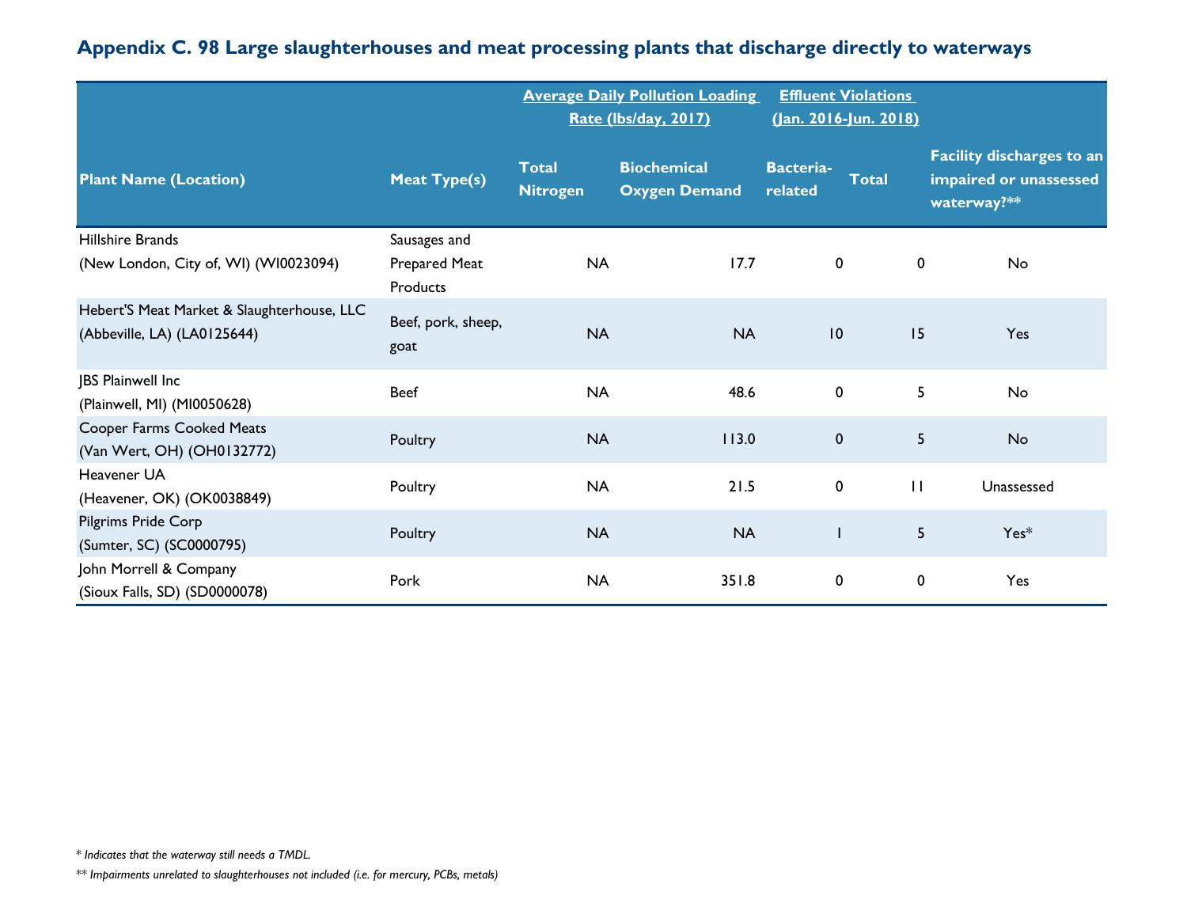## Appendix C. 98 Large slaughterhouses and meat processing plants that discharge directly to waterways

| Plant Name (Location) | Meat Type(s) | Average Daily Pollution Loading Rate (lbs/day, 2017) | | Effluent Violations (Jan. 2016-Jun. 2018) | | Facility discharges to an impaired or unassessed waterway?** |
|---|---|---|---|---|---|---|
| | | Total Nitrogen | Biochemical Oxygen Demand | Bacteria-related | Total | |
| Hillshire Brands (New London, City of, WI) (WI0023094) | Sausages and Prepared Meat Products | NA | 17.7 | 0 | 0 | No |
| Hebert'S Meat Market & Slaughterhouse, LLC (Abbeville, LA) (LA0125644) | Beef, pork, sheep, goat | NA | NA | 10 | 15 | Yes |
| JBS Plainwell Inc (Plainwell, MI) (MI0050628) | Beef | NA | 48.6 | 0 | 5 | No |
| Cooper Farms Cooked Meats (Van Wert, OH) (OH0132772) | Poultry | NA | 113.0 | 0 | 5 | No |
| Heavener UA (Heavener, OK) (OK0038849) | Poultry | NA | 21.5 | 0 | 11 | Unassessed |
| Pilgrims Pride Corp (Sumter, SC) (SC0000795) | Poultry | NA | NA | 1 | 5 | Yes* |
| John Morrell & Company (Sioux Falls, SD) (SD0000078) | Pork | NA | 351.8 | 0 | 0 | Yes |

*\* Indicates that the waterway still needs a TMDL.*

*\*\* Impairments unrelated to slaughterhouses not included (i.e. for mercury, PCBs, metals)*